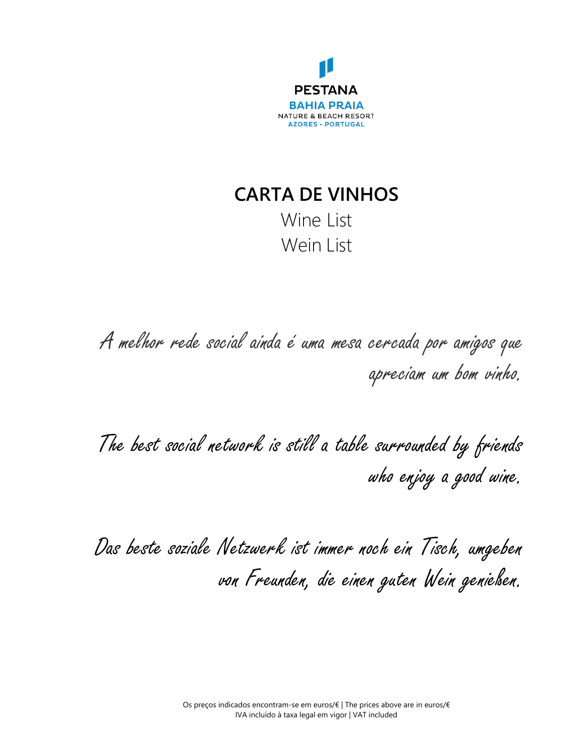PESTANA
BAHIA PRAIA
NATURE & BEACH RESORT
AZORES • PORTUGAL

# CARTA DE VINHOS

Wine List

Wein List

*A melhor rede social ainda é uma mesa cercada por amigos que apreciam um bom vinho.*

*The best social network is still a table surrounded by friends who enjoy a good wine.*

*Das beste soziale Netzwerk ist immer noch ein Tisch, umgeben von Freunden, die einen guten Wein genießen.*

Os preços indicados encontram-se em euros/€ | The prices above are in euros/€
IVA incluído à taxa legal em vigor | VAT included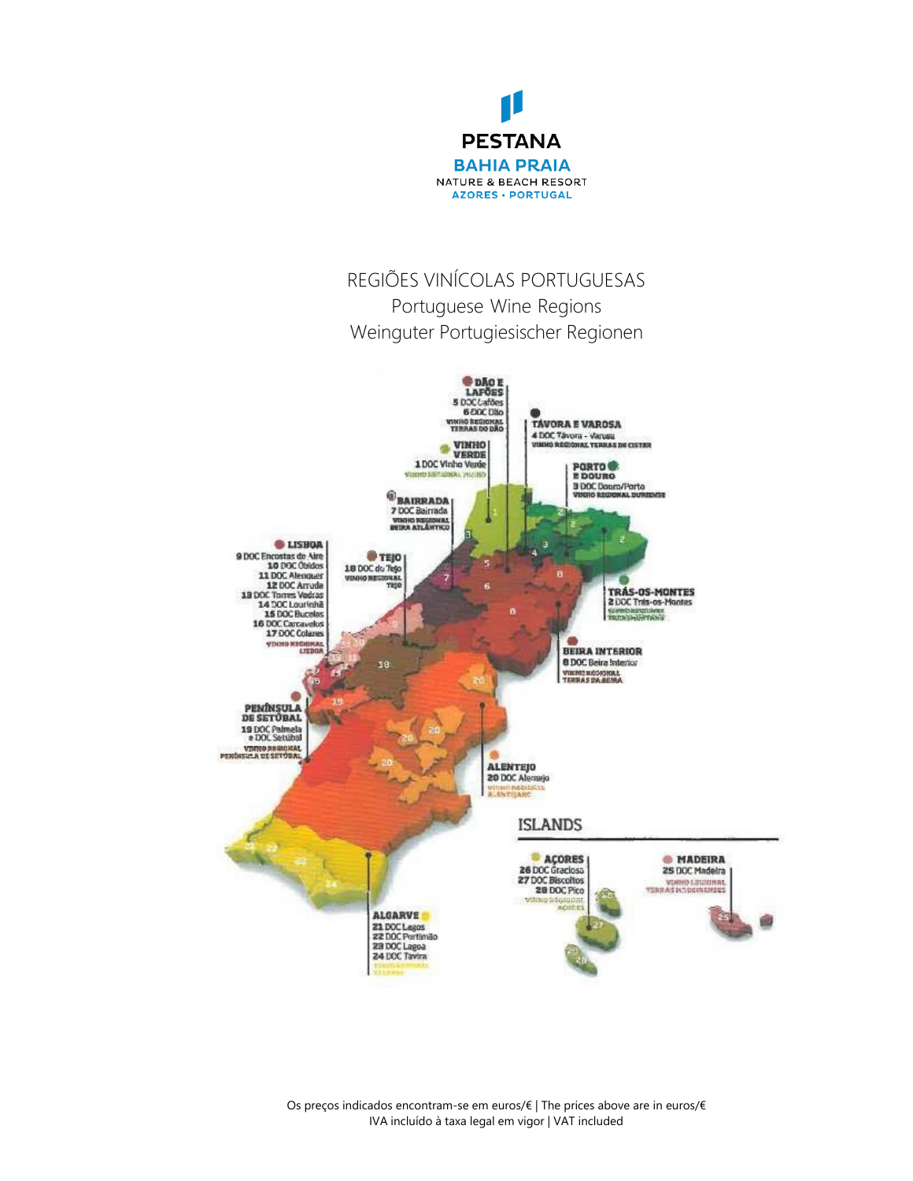PESTANA
BAHIA PRAIA
NATURE & BEACH RESORT
AZORES • PORTUGAL

# REGIÕES VINÍCOLAS PORTUGUESAS
## Portuguese Wine Regions
## Weinguter Portugiesischer Regionen

**DÃO E LAFÕES**
5 DOC Lafões
6 DOC Dão
VINHO REGIONAL TERRAS DO DÃO

**TÁVORA E VAROSA**
4 DOC Távora - Varosa
VINHO REGIONAL TERRAS DE CISTER

**VINHO VERDE**
1 DOC Vinho Verde
VINHO REGIONAL MINHO

**PORTO E DOURO**
3 DOC Douro/Porto
VINHO REGIONAL DURIENSE

**BAIRRADA**
7 DOC Bairrada
VINHO REGIONAL BEIRA ATLÂNTICO

**LISBOA**
9 DOC Encostas de Aire
10 DOC Óbidos
11 DOC Alenquer
12 DOC Arruda
13 DOC Torres Vedras
14 DOC Lourinhã
15 DOC Bucelas
16 DOC Carcavelos
17 DOC Colares
VINHO REGIONAL LISBOA

**TEJO**
18 DOC do Tejo
VINHO REGIONAL TEJO

**TRÁS-OS-MONTES**
2 DOC Trás-os-Montes
VINHO REGIONAL TRANSMONTANO

**BEIRA INTERIOR**
8 DOC Beira Interior
VINHO REGIONAL TERRAS DA BEIRA

**PENÍNSULA DE SETÚBAL**
19 DOC Palmela
• DOC Setúbal
VINHO REGIONAL PENÍNSULA DE SETÚBAL

**ALENTEJO**
20 DOC Alentejo
VINHO REGIONAL ALENTEJANO

**ALGARVE**
21 DOC Lagos
22 DOC Portimão
23 DOC Lagoa
24 DOC Tavira
VINHO REGIONAL ALGARVE

**ISLANDS**

**AÇORES**
26 DOC Graciosa
27 DOC Biscoitos
28 DOC Pico
VINHO REGIONAL AÇORES

**MADEIRA**
25 DOC Madeira
VINHO REGIONAL TERRAS MADEIRENSES

Os preços indicados encontram-se em euros/€ | The prices above are in euros/€
IVA incluído à taxa legal em vigor | VAT included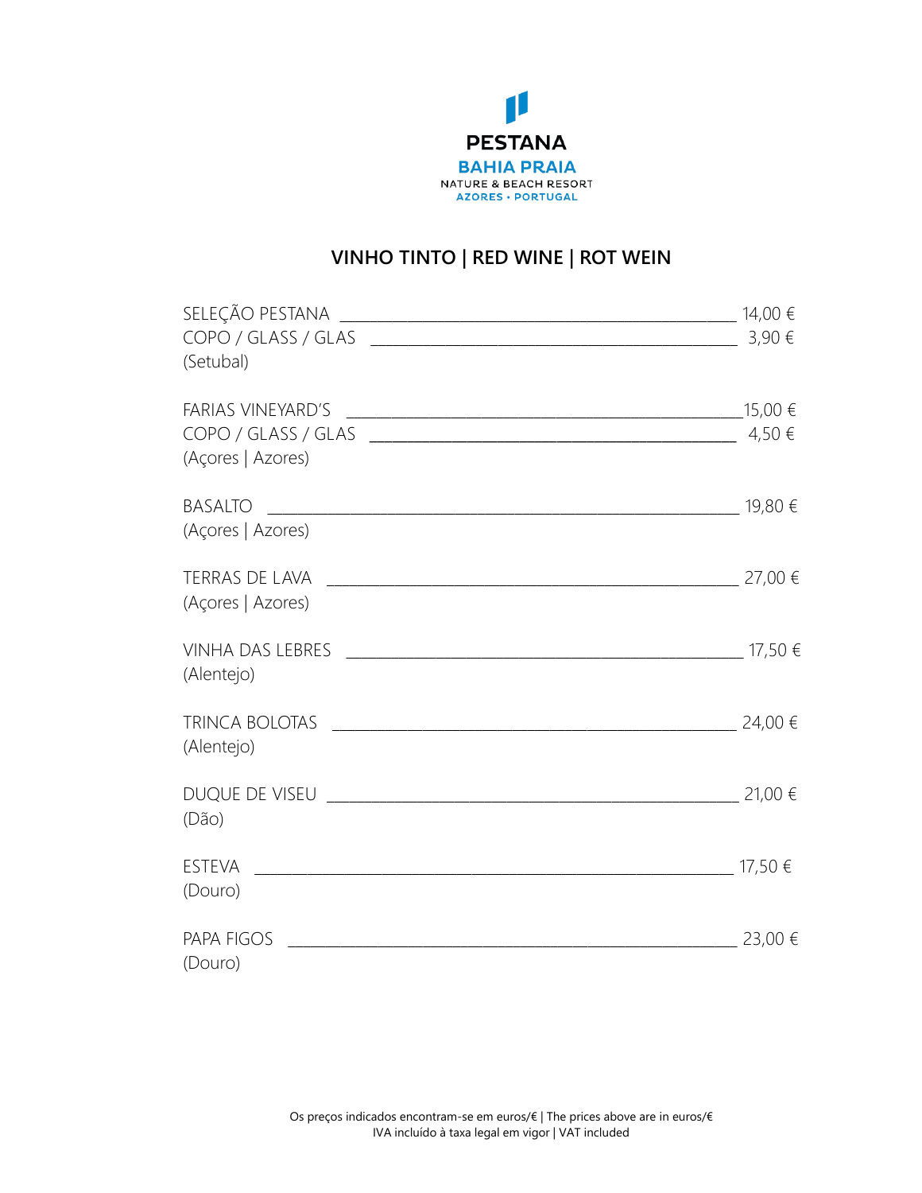PESTANA
BAHIA PRAIA
NATURE & BEACH RESORT
AZORES • PORTUGAL

## VINHO TINTO | RED WINE | ROT WEIN

SELEÇÃO PESTANA ____________ 14,00 €
COPO / GLASS / GLAS ____________ 3,90 €
(Setubal)

FARIAS VINEYARD'S ____________ 15,00 €
COPO / GLASS / GLAS ____________ 4,50 €
(Açores | Azores)

BASALTO ____________ 19,80 €
(Açores | Azores)

TERRAS DE LAVA ____________ 27,00 €
(Açores | Azores)

VINHA DAS LEBRES ____________ 17,50 €
(Alentejo)

TRINCA BOLOTAS ____________ 24,00 €
(Alentejo)

DUQUE DE VISEU ____________ 21,00 €
(Dão)

ESTEVA ____________ 17,50 €
(Douro)

PAPA FIGOS ____________ 23,00 €
(Douro)

Os preços indicados encontram-se em euros/€ | The prices above are in euros/€
IVA incluído à taxa legal em vigor | VAT included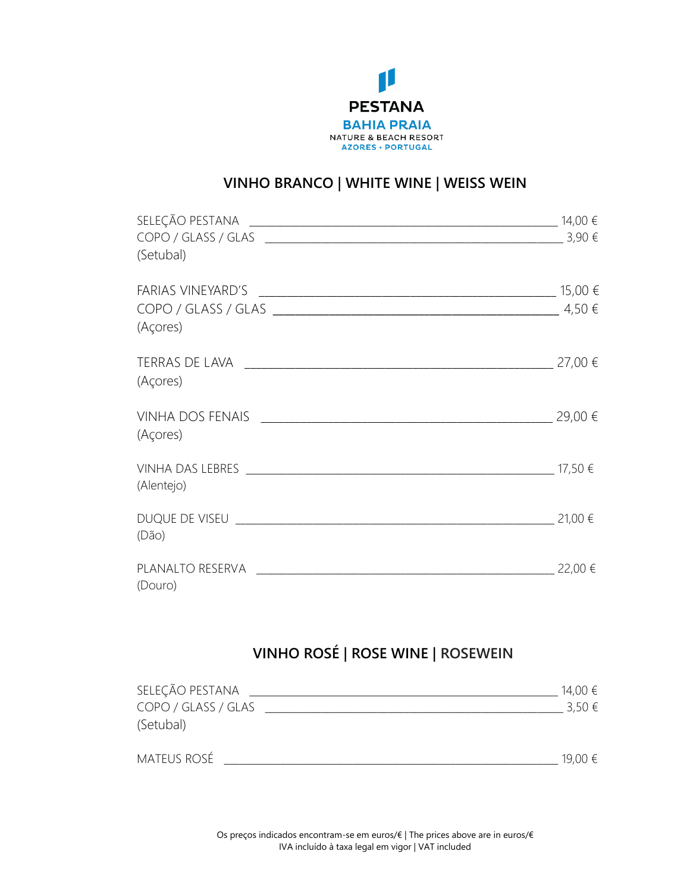PESTANA
BAHIA PRAIA
NATURE & BEACH RESORT
AZORES • PORTUGAL

## VINHO BRANCO | WHITE WINE | WEISS WEIN

SELEÇÃO PESTANA ______ 14,00 €
COPO / GLASS / GLAS ______ 3,90 €
(Setubal)

FARIAS VINEYARD'S ______ 15,00 €
COPO / GLASS / GLAS ______ 4,50 €
(Açores)

TERRAS DE LAVA ______ 27,00 €
(Açores)

VINHA DOS FENAIS ______ 29,00 €
(Açores)

VINHA DAS LEBRES ______ 17,50 €
(Alentejo)

DUQUE DE VISEU ______ 21,00 €
(Dão)

PLANALTO RESERVA ______ 22,00 €
(Douro)

## VINHO ROSÉ | ROSE WINE | ROSEWEIN

SELEÇÃO PESTANA ______ 14,00 €
COPO / GLASS / GLAS ______ 3,50 €
(Setubal)

MATEUS ROSÉ ______ 19,00 €

Os preços indicados encontram-se em euros/€ | The prices above are in euros/€
IVA incluído à taxa legal em vigor | VAT included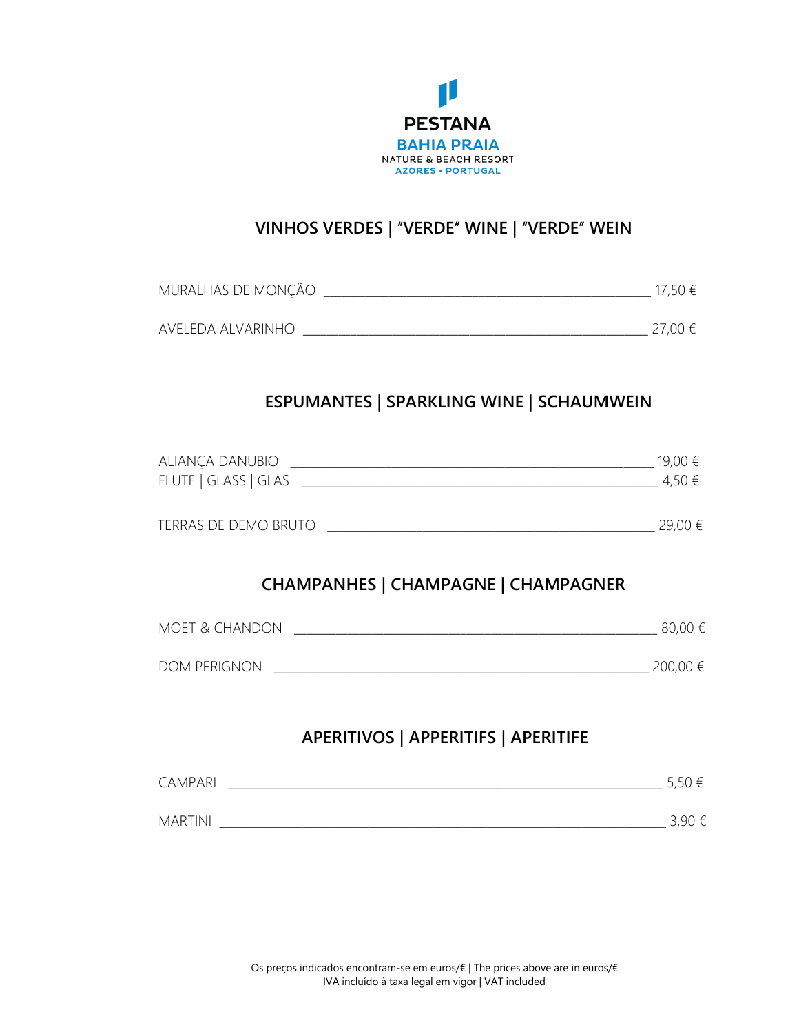**PESTANA**
**BAHIA PRAIA**
NATURE & BEACH RESORT
AZORES • PORTUGAL

## VINHOS VERDES | "VERDE" WINE | "VERDE" WEIN

| | |
|---|---|
| MURALHAS DE MONÇÃO | 17,50 € |
| AVELEDA ALVARINHO | 27,00 € |

## ESPUMANTES | SPARKLING WINE | SCHAUMWEIN

| | |
|---|---|
| ALIANÇA DANUBIO | 19,00 € |
| FLUTE \| GLASS \| GLAS | 4,50 € |
| TERRAS DE DEMO BRUTO | 29,00 € |

## CHAMPANHES | CHAMPAGNE | CHAMPAGNER

| | |
|---|---|
| MOET & CHANDON | 80,00 € |
| DOM PERIGNON | 200,00 € |

## APERITIVOS | APPERITIFS | APERITIFE

| | |
|---|---|
| CAMPARI | 5,50 € |
| MARTINI | 3,90 € |

Os preços indicados encontram-se em euros/€ | The prices above are in euros/€
IVA incluído à taxa legal em vigor | VAT included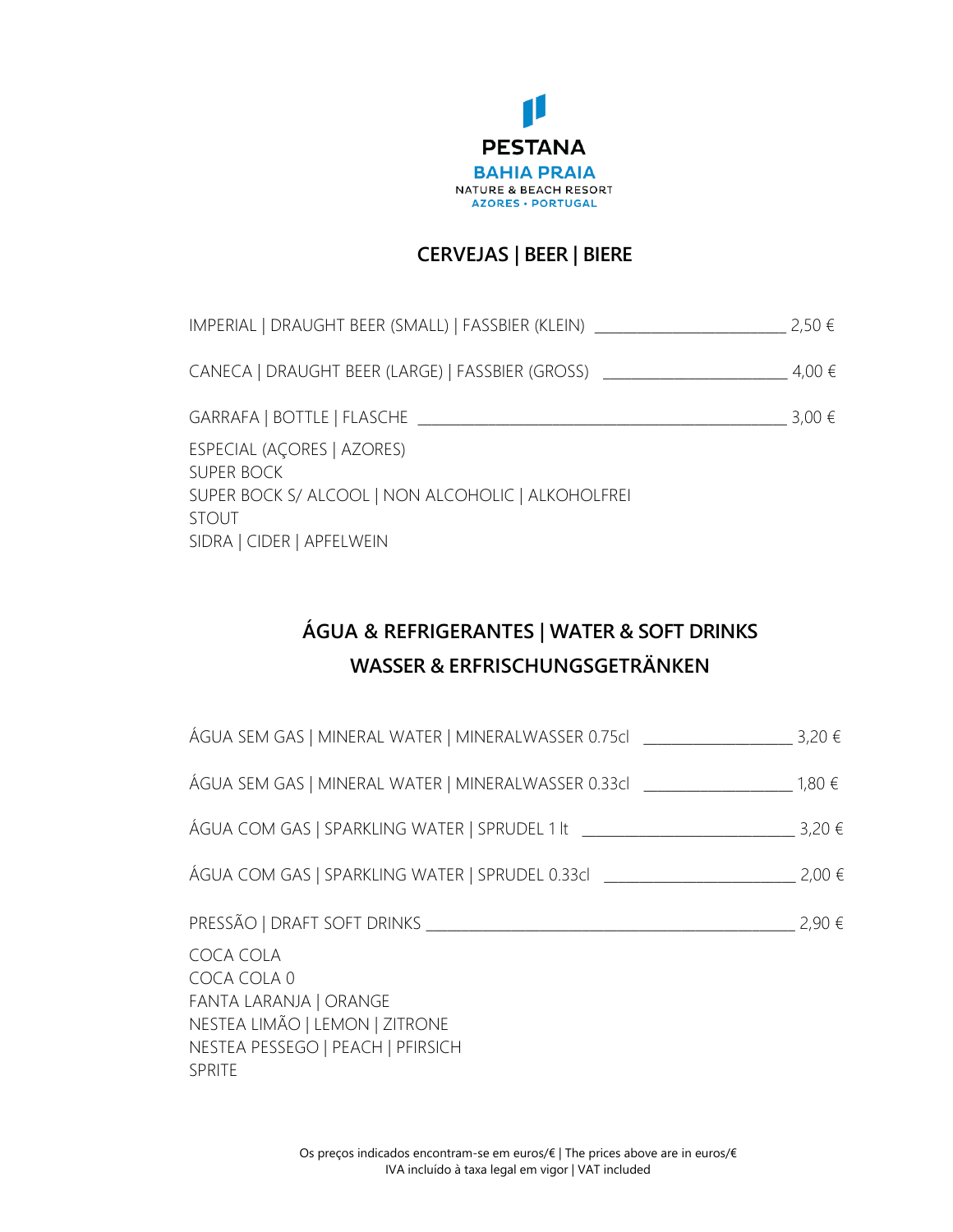PESTANA
BAHIA PRAIA
NATURE & BEACH RESORT
AZORES • PORTUGAL

## CERVEJAS | BEER | BIERE

IMPERIAL | DRAUGHT BEER (SMALL) | FASSBIER (KLEIN) ________________________ 2,50 €

CANECA | DRAUGHT BEER (LARGE) | FASSBIER (GROSS) ________________________ 4,00 €

GARRAFA | BOTTLE | FLASCHE ________________________________________________ 3,00 €

ESPECIAL (AÇORES | AZORES)
SUPER BOCK
SUPER BOCK S/ ALCOOL | NON ALCOHOLIC | ALKOHOLFREI
STOUT
SIDRA | CIDER | APFELWEIN

## ÁGUA & REFRIGERANTES | WATER & SOFT DRINKS
## WASSER & ERFRISCHUNGSGETRÄNKEN

ÁGUA SEM GAS | MINERAL WATER | MINERALWASSER 0.75cl ___________________ 3,20 €

ÁGUA SEM GAS | MINERAL WATER | MINERALWASSER 0.33cl ___________________ 1,80 €

ÁGUA COM GAS | SPARKLING WATER | SPRUDEL 1 lt ___________________________ 3,20 €

ÁGUA COM GAS | SPARKLING WATER | SPRUDEL 0.33cl _________________________ 2,00 €

PRESSÃO | DRAFT SOFT DRINKS _______________________________________________ 2,90 €

COCA COLA
COCA COLA 0
FANTA LARANJA | ORANGE
NESTEA LIMÃO | LEMON | ZITRONE
NESTEA PESSEGO | PEACH | PFIRSICH
SPRITE

Os preços indicados encontram-se em euros/€ | The prices above are in euros/€
IVA incluído à taxa legal em vigor | VAT included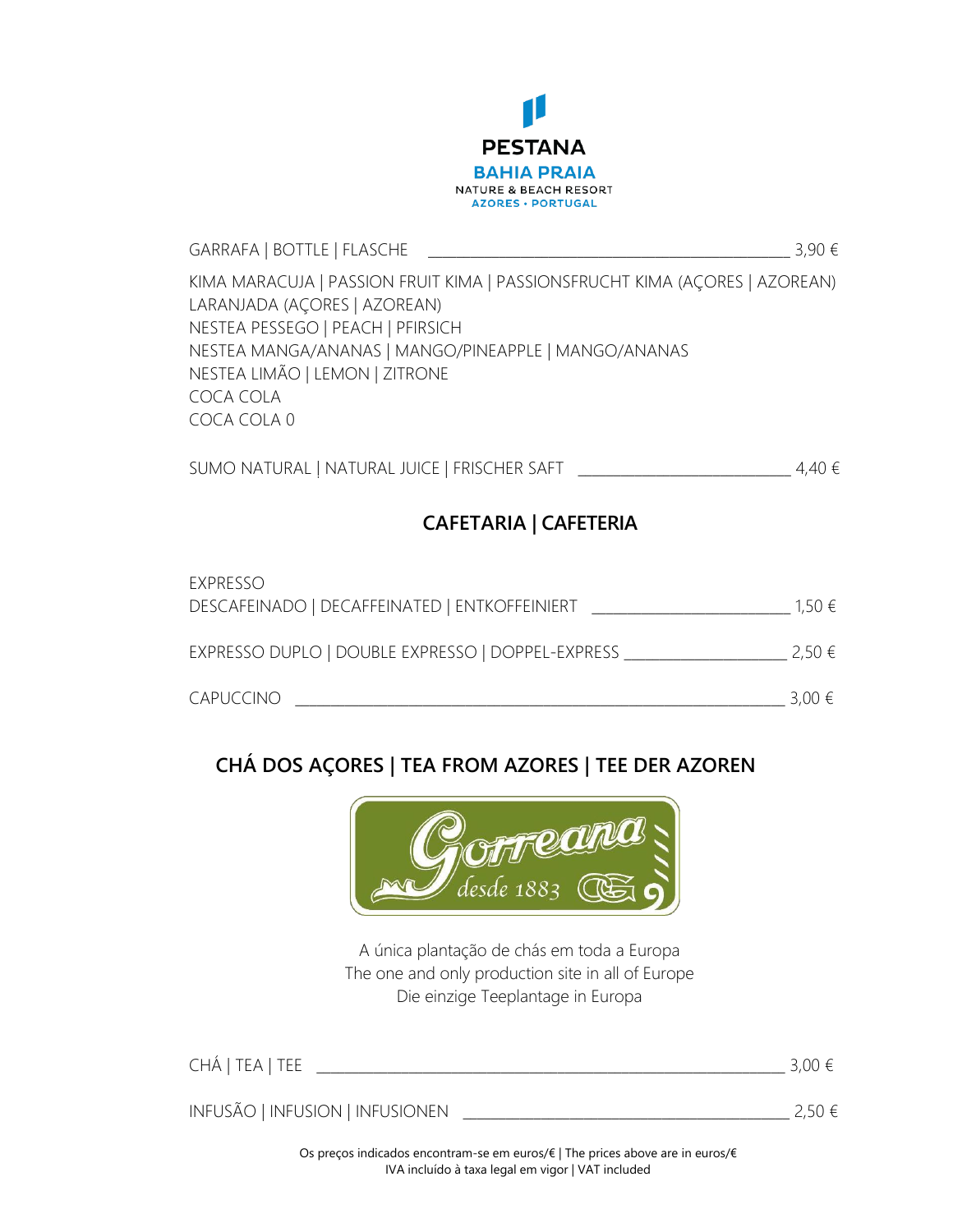GARRAFA | BOTTLE | FLASCHE ______________________________ 3,90 €

KIMA MARACUJA | PASSION FRUIT KIMA | PASSIONSFRUCHT KIMA (AÇORES | AZOREAN)
LARANJADA (AÇORES | AZOREAN)
NESTEA PESSEGO | PEACH | PFIRSICH
NESTEA MANGA/ANANAS | MANGO/PINEAPPLE | MANGO/ANANAS
NESTEA LIMÃO | LEMON | ZITRONE
COCA COLA
COCA COLA 0

SUMO NATURAL | NATURAL JUICE | FRISCHER SAFT ____________________ 4,40 €

## CAFETARIA | CAFETERIA

EXPRESSO
DESCAFEINADO | DECAFFEINATED | ENTKOFFEINIERT ____________________ 1,50 €

EXPRESSO DUPLO | DOUBLE EXPRESSO | DOPPEL-EXPRESS ________________ 2,50 €

CAPUCCINO ______________________________________________ 3,00 €

## CHÁ DOS AÇORES | TEA FROM AZORES | TEE DER AZOREN

Gorreana desde 1883

A única plantação de chás em toda a Europa
The one and only production site in all of Europe
Die einzige Teeplantage in Europa

CHÁ | TEA | TEE ______________________________________________ 3,00 €

INFUSÃO | INFUSION | INFUSIONEN _______________________________ 2,50 €

Os preços indicados encontram-se em euros/€ | The prices above are in euros/€
IVA incluído à taxa legal em vigor | VAT included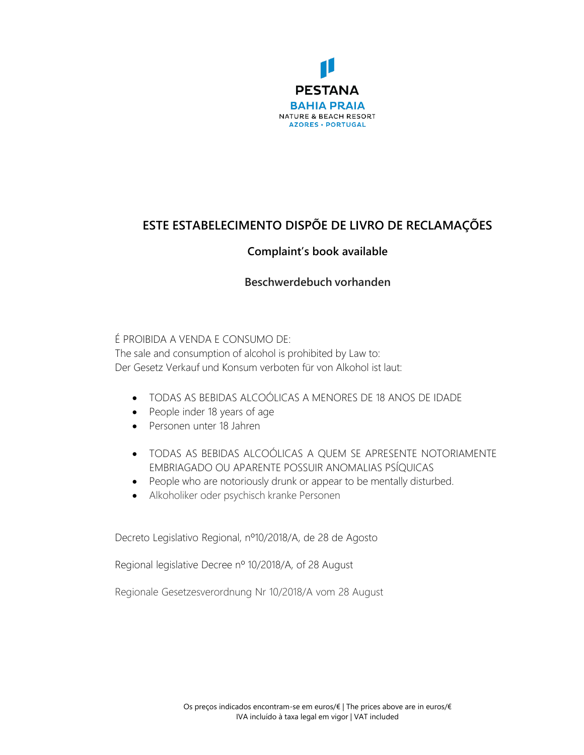PESTANA
BAHIA PRAIA
NATURE & BEACH RESORT
AZORES • PORTUGAL

## ESTE ESTABELECIMENTO DISPÕE DE LIVRO DE RECLAMAÇÕES

**Complaint's book available**

**Beschwerdebuch vorhanden**

É PROIBIDA A VENDA E CONSUMO DE:
The sale and consumption of alcohol is prohibited by Law to:
Der Gesetz Verkauf und Konsum verboten für von Alkohol ist laut:

- TODAS AS BEBIDAS ALCOÓLICAS A MENORES DE 18 ANOS DE IDADE
- People inder 18 years of age
- Personen unter 18 Jahren

- TODAS AS BEBIDAS ALCOÓLICAS A QUEM SE APRESENTE NOTORIAMENTE EMBRIAGADO OU APARENTE POSSUIR ANOMALIAS PSÍQUICAS
- People who are notoriously drunk or appear to be mentally disturbed.
- Alkoholiker oder psychisch kranke Personen

Decreto Legislativo Regional, nº10/2018/A, de 28 de Agosto

Regional legislative Decree nº 10/2018/A, of 28 August

Regionale Gesetzesverordnung Nr 10/2018/A vom 28 August

Os preços indicados encontram-se em euros/€ | The prices above are in euros/€
IVA incluído à taxa legal em vigor | VAT included